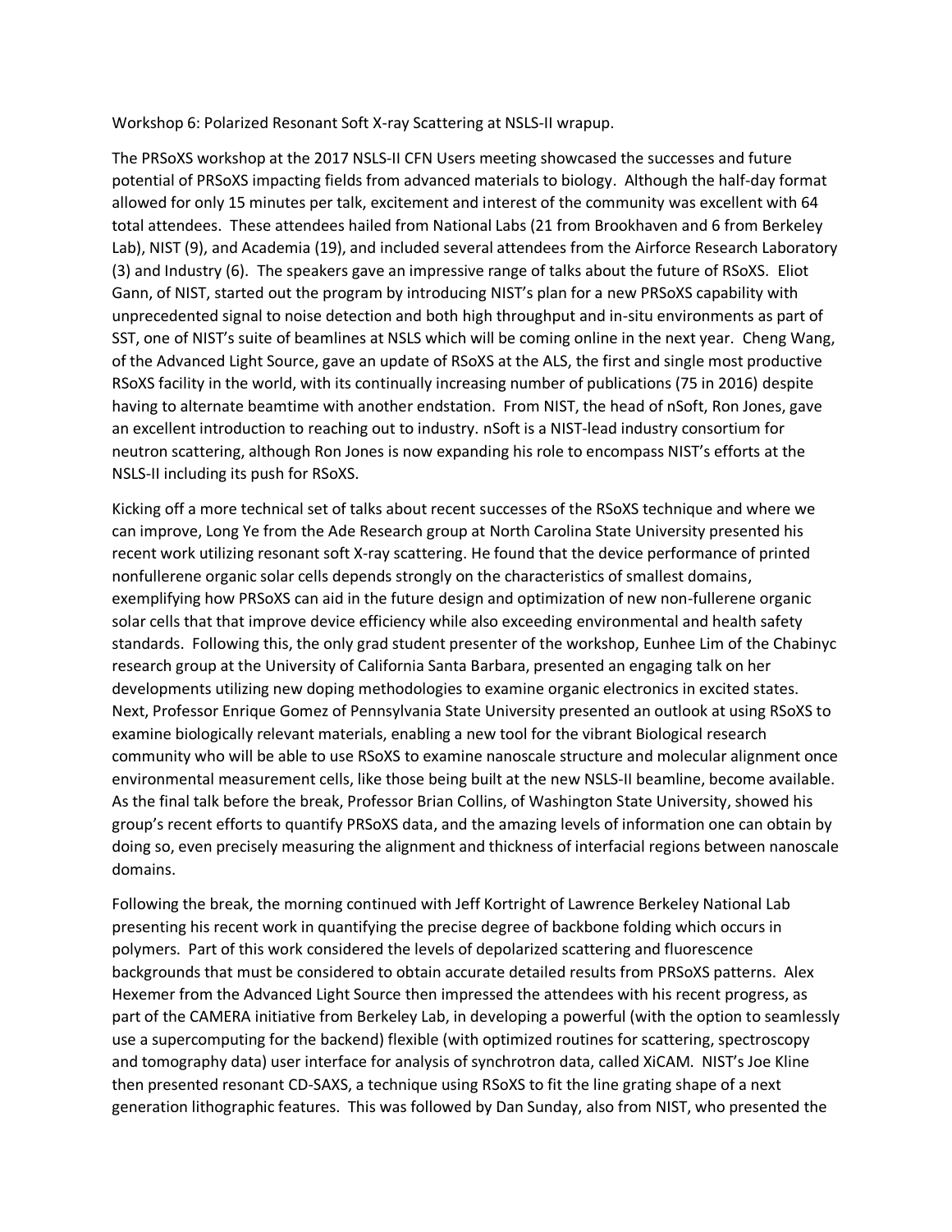Workshop 6: Polarized Resonant Soft X-ray Scattering at NSLS-II wrapup.

The PRSoXS workshop at the 2017 NSLS-II CFN Users meeting showcased the successes and future potential of PRSoXS impacting fields from advanced materials to biology. Although the half-day format allowed for only 15 minutes per talk, excitement and interest of the community was excellent with 64 total attendees. These attendees hailed from National Labs (21 from Brookhaven and 6 from Berkeley Lab), NIST (9), and Academia (19), and included several attendees from the Airforce Research Laboratory (3) and Industry (6). The speakers gave an impressive range of talks about the future of RSoXS. Eliot Gann, of NIST, started out the program by introducing NIST's plan for a new PRSoXS capability with unprecedented signal to noise detection and both high throughput and in-situ environments as part of SST, one of NIST's suite of beamlines at NSLS which will be coming online in the next year. Cheng Wang, of the Advanced Light Source, gave an update of RSoXS at the ALS, the first and single most productive RSoXS facility in the world, with its continually increasing number of publications (75 in 2016) despite having to alternate beamtime with another endstation. From NIST, the head of nSoft, Ron Jones, gave an excellent introduction to reaching out to industry. nSoft is a NIST-lead industry consortium for neutron scattering, although Ron Jones is now expanding his role to encompass NIST's efforts at the NSLS-II including its push for RSoXS.

Kicking off a more technical set of talks about recent successes of the RSoXS technique and where we can improve, Long Ye from the Ade Research group at North Carolina State University presented his recent work utilizing resonant soft X-ray scattering. He found that the device performance of printed nonfullerene organic solar cells depends strongly on the characteristics of smallest domains, exemplifying how PRSoXS can aid in the future design and optimization of new non-fullerene organic solar cells that that improve device efficiency while also exceeding environmental and health safety standards. Following this, the only grad student presenter of the workshop, Eunhee Lim of the Chabinyc research group at the University of California Santa Barbara, presented an engaging talk on her developments utilizing new doping methodologies to examine organic electronics in excited states. Next, Professor Enrique Gomez of Pennsylvania State University presented an outlook at using RSoXS to examine biologically relevant materials, enabling a new tool for the vibrant Biological research community who will be able to use RSoXS to examine nanoscale structure and molecular alignment once environmental measurement cells, like those being built at the new NSLS-II beamline, become available. As the final talk before the break, Professor Brian Collins, of Washington State University, showed his group's recent efforts to quantify PRSoXS data, and the amazing levels of information one can obtain by doing so, even precisely measuring the alignment and thickness of interfacial regions between nanoscale domains.

Following the break, the morning continued with Jeff Kortright of Lawrence Berkeley National Lab presenting his recent work in quantifying the precise degree of backbone folding which occurs in polymers. Part of this work considered the levels of depolarized scattering and fluorescence backgrounds that must be considered to obtain accurate detailed results from PRSoXS patterns. Alex Hexemer from the Advanced Light Source then impressed the attendees with his recent progress, as part of the CAMERA initiative from Berkeley Lab, in developing a powerful (with the option to seamlessly use a supercomputing for the backend) flexible (with optimized routines for scattering, spectroscopy and tomography data) user interface for analysis of synchrotron data, called XiCAM. NIST's Joe Kline then presented resonant CD-SAXS, a technique using RSoXS to fit the line grating shape of a next generation lithographic features. This was followed by Dan Sunday, also from NIST, who presented the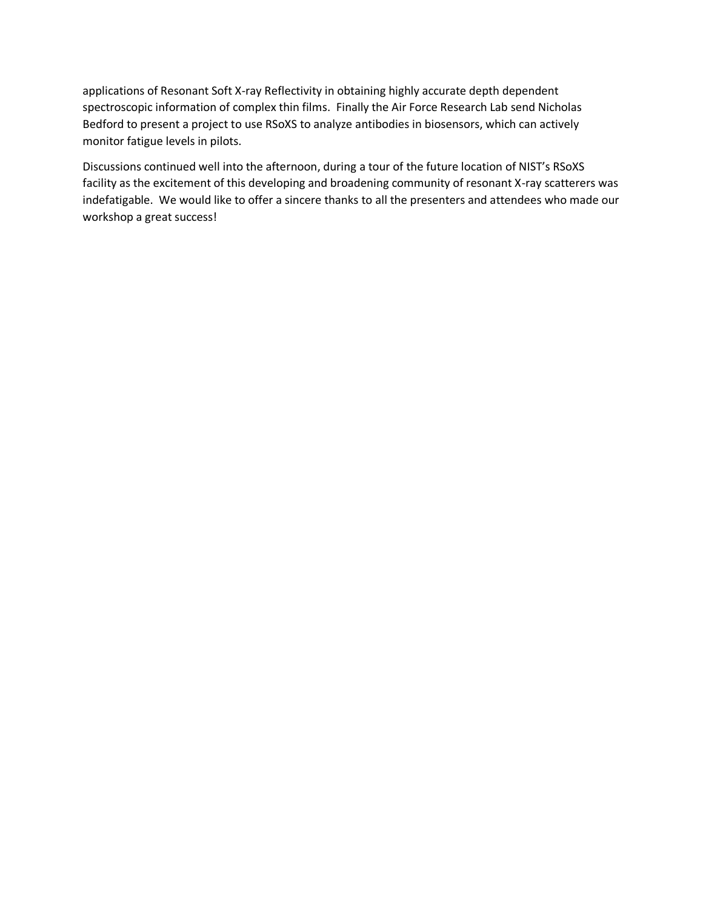applications of Resonant Soft X-ray Reflectivity in obtaining highly accurate depth dependent spectroscopic information of complex thin films. Finally the Air Force Research Lab send Nicholas Bedford to present a project to use RSoXS to analyze antibodies in biosensors, which can actively monitor fatigue levels in pilots.

Discussions continued well into the afternoon, during a tour of the future location of NIST's RSoXS facility as the excitement of this developing and broadening community of resonant X-ray scatterers was indefatigable. We would like to offer a sincere thanks to all the presenters and attendees who made our workshop a great success!